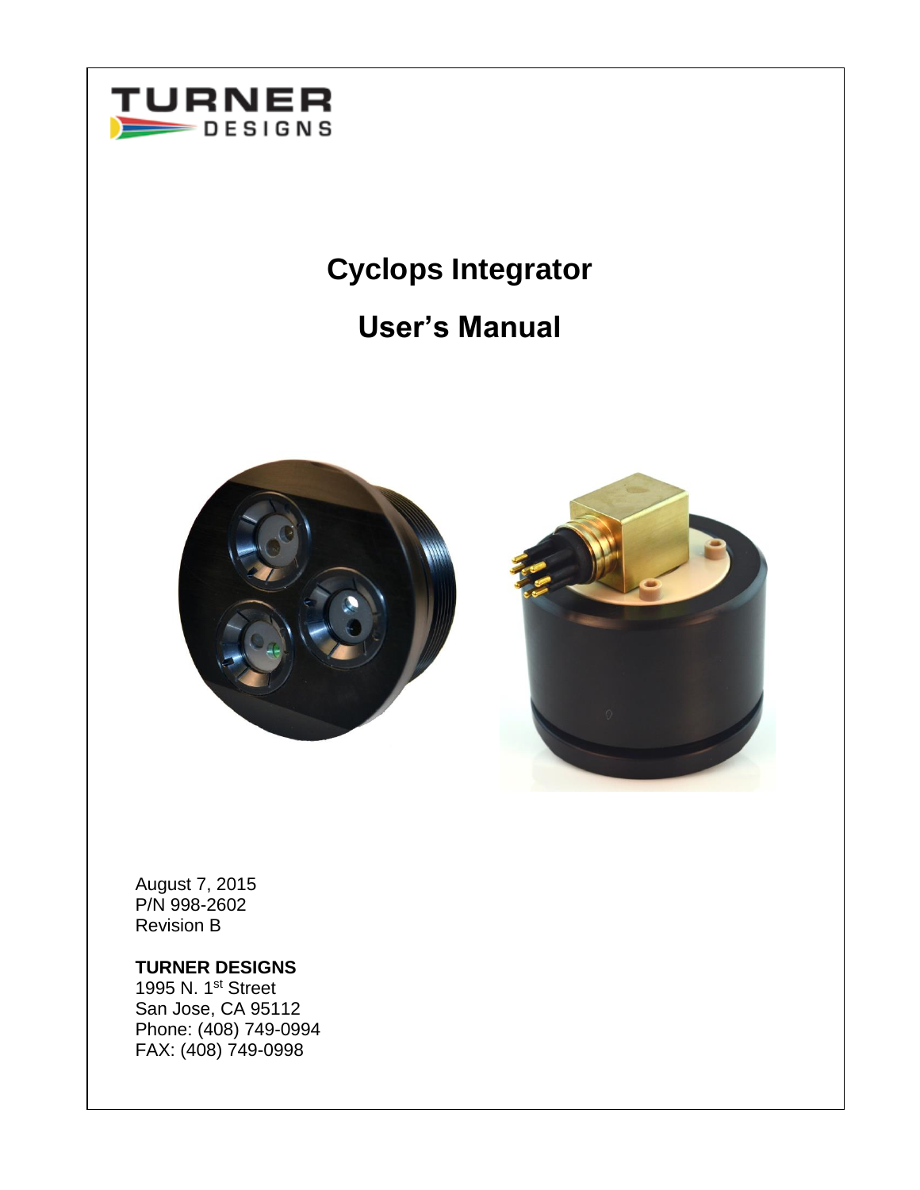TURNER DESIGNS

# Cyclops Integrator

# User's Manual

August 7, 2015
P/N 998-2602
Revision B

**TURNER DESIGNS**
1995 N. 1st Street
San Jose, CA 95112
Phone: (408) 749-0994
FAX: (408) 749-0998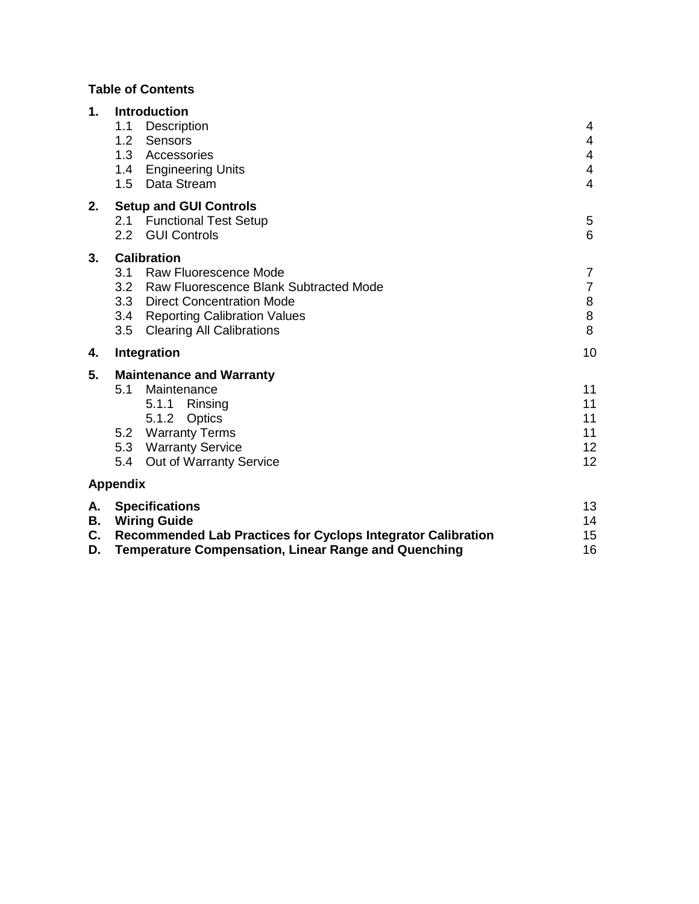**Table of Contents**

| | | |
|---|---|---|
| **1.** | **Introduction** | |
| | 1.1 Description | 4 |
| | 1.2 Sensors | 4 |
| | 1.3 Accessories | 4 |
| | 1.4 Engineering Units | 4 |
| | 1.5 Data Stream | 4 |
| **2.** | **Setup and GUI Controls** | |
| | 2.1 Functional Test Setup | 5 |
| | 2.2 GUI Controls | 6 |
| **3.** | **Calibration** | |
| | 3.1 Raw Fluorescence Mode | 7 |
| | 3.2 Raw Fluorescence Blank Subtracted Mode | 7 |
| | 3.3 Direct Concentration Mode | 8 |
| | 3.4 Reporting Calibration Values | 8 |
| | 3.5 Clearing All Calibrations | 8 |
| **4.** | **Integration** | 10 |
| **5.** | **Maintenance and Warranty** | |
| | 5.1 Maintenance | 11 |
| | 5.1.1 Rinsing | 11 |
| | 5.1.2 Optics | 11 |
| | 5.2 Warranty Terms | 11 |
| | 5.3 Warranty Service | 12 |
| | 5.4 Out of Warranty Service | 12 |

**Appendix**

| | | |
|---|---|---|
| **A.** | **Specifications** | 13 |
| **B.** | **Wiring Guide** | 14 |
| **C.** | **Recommended Lab Practices for Cyclops Integrator Calibration** | 15 |
| **D.** | **Temperature Compensation, Linear Range and Quenching** | 16 |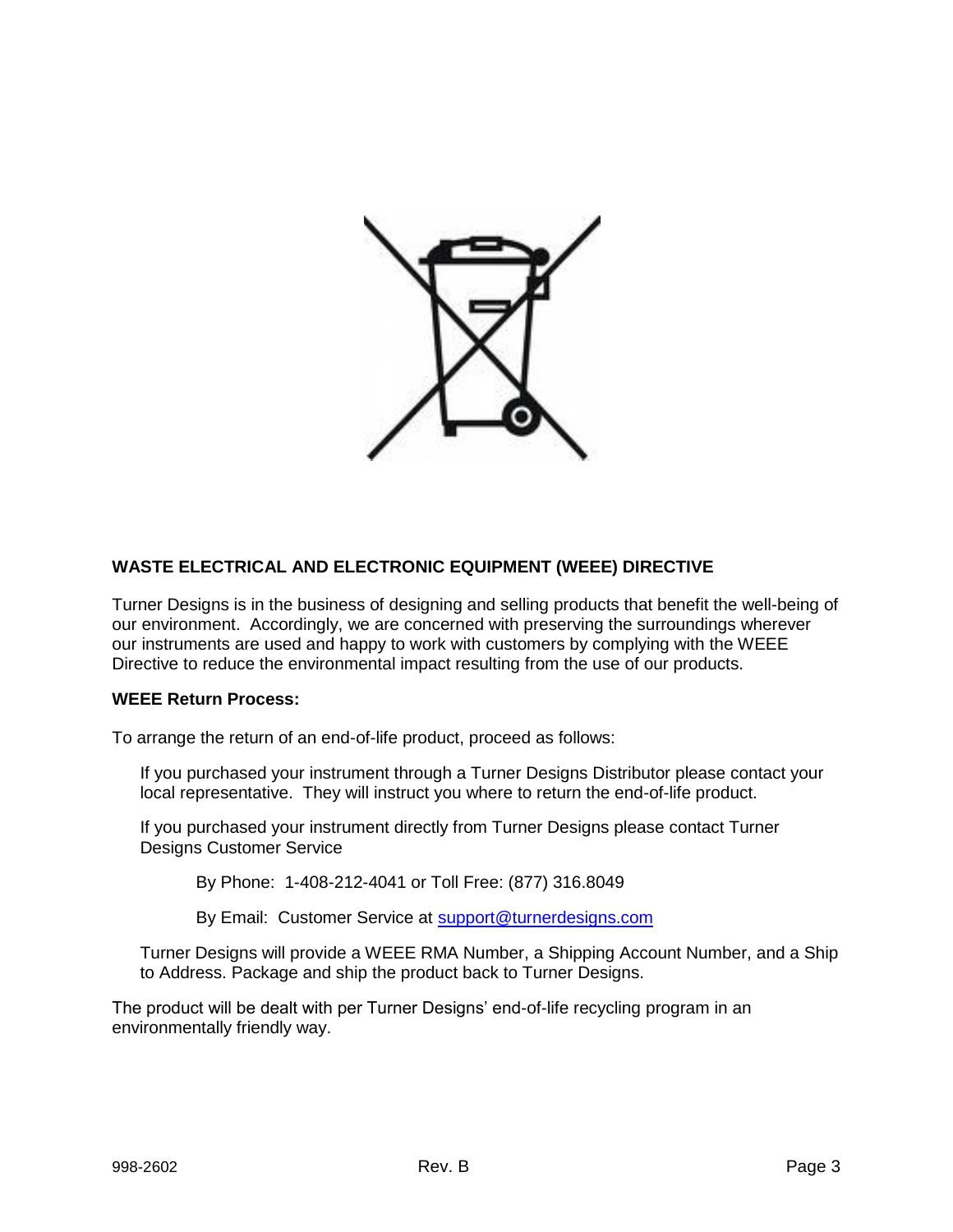## WASTE ELECTRICAL AND ELECTRONIC EQUIPMENT (WEEE) DIRECTIVE

Turner Designs is in the business of designing and selling products that benefit the well-being of our environment. Accordingly, we are concerned with preserving the surroundings wherever our instruments are used and happy to work with customers by complying with the WEEE Directive to reduce the environmental impact resulting from the use of our products.

### WEEE Return Process:

To arrange the return of an end-of-life product, proceed as follows:

If you purchased your instrument through a Turner Designs Distributor please contact your local representative. They will instruct you where to return the end-of-life product.

If you purchased your instrument directly from Turner Designs please contact Turner Designs Customer Service

By Phone: 1-408-212-4041 or Toll Free: (877) 316.8049

By Email: Customer Service at support@turnerdesigns.com

Turner Designs will provide a WEEE RMA Number, a Shipping Account Number, and a Ship to Address. Package and ship the product back to Turner Designs.

The product will be dealt with per Turner Designs' end-of-life recycling program in an environmentally friendly way.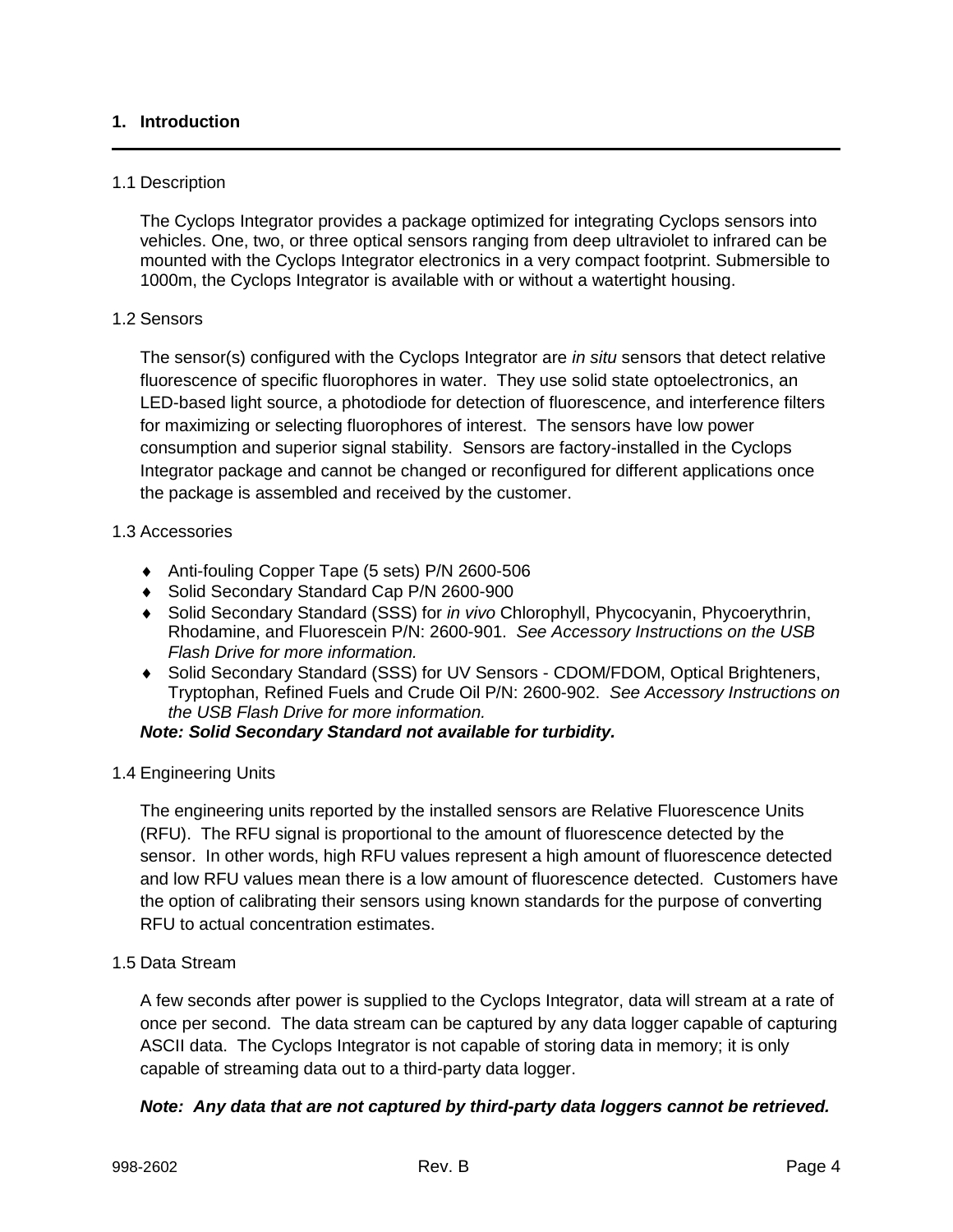# 1. Introduction

## 1.1 Description

The Cyclops Integrator provides a package optimized for integrating Cyclops sensors into vehicles. One, two, or three optical sensors ranging from deep ultraviolet to infrared can be mounted with the Cyclops Integrator electronics in a very compact footprint. Submersible to 1000m, the Cyclops Integrator is available with or without a watertight housing.

## 1.2 Sensors

The sensor(s) configured with the Cyclops Integrator are *in situ* sensors that detect relative fluorescence of specific fluorophores in water. They use solid state optoelectronics, an LED-based light source, a photodiode for detection of fluorescence, and interference filters for maximizing or selecting fluorophores of interest. The sensors have low power consumption and superior signal stability. Sensors are factory-installed in the Cyclops Integrator package and cannot be changed or reconfigured for different applications once the package is assembled and received by the customer.

## 1.3 Accessories

- Anti-fouling Copper Tape (5 sets) P/N 2600-506
- Solid Secondary Standard Cap P/N 2600-900
- Solid Secondary Standard (SSS) for *in vivo* Chlorophyll, Phycocyanin, Phycoerythrin, Rhodamine, and Fluorescein P/N: 2600-901. *See Accessory Instructions on the USB Flash Drive for more information.*
- Solid Secondary Standard (SSS) for UV Sensors - CDOM/FDOM, Optical Brighteners, Tryptophan, Refined Fuels and Crude Oil P/N: 2600-902. *See Accessory Instructions on the USB Flash Drive for more information.*

***Note: Solid Secondary Standard not available for turbidity.***

## 1.4 Engineering Units

The engineering units reported by the installed sensors are Relative Fluorescence Units (RFU). The RFU signal is proportional to the amount of fluorescence detected by the sensor. In other words, high RFU values represent a high amount of fluorescence detected and low RFU values mean there is a low amount of fluorescence detected. Customers have the option of calibrating their sensors using known standards for the purpose of converting RFU to actual concentration estimates.

## 1.5 Data Stream

A few seconds after power is supplied to the Cyclops Integrator, data will stream at a rate of once per second. The data stream can be captured by any data logger capable of capturing ASCII data. The Cyclops Integrator is not capable of storing data in memory; it is only capable of streaming data out to a third-party data logger.

***Note: Any data that are not captured by third-party data loggers cannot be retrieved.***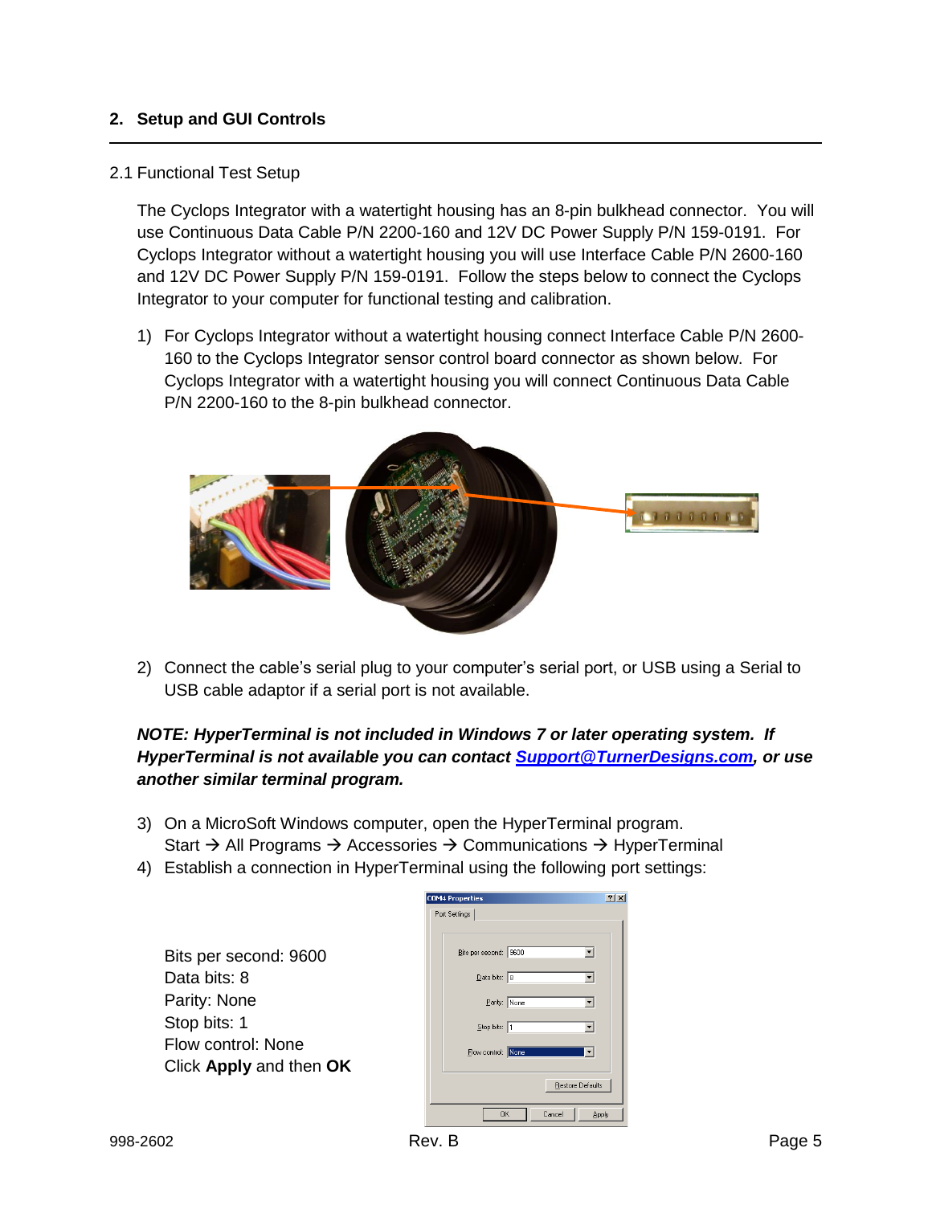## 2. Setup and GUI Controls

### 2.1 Functional Test Setup

The Cyclops Integrator with a watertight housing has an 8-pin bulkhead connector. You will use Continuous Data Cable P/N 2200-160 and 12V DC Power Supply P/N 159-0191. For Cyclops Integrator without a watertight housing you will use Interface Cable P/N 2600-160 and 12V DC Power Supply P/N 159-0191. Follow the steps below to connect the Cyclops Integrator to your computer for functional testing and calibration.

1) For Cyclops Integrator without a watertight housing connect Interface Cable P/N 2600-160 to the Cyclops Integrator sensor control board connector as shown below. For Cyclops Integrator with a watertight housing you will connect Continuous Data Cable P/N 2200-160 to the 8-pin bulkhead connector.

2) Connect the cable's serial plug to your computer's serial port, or USB using a Serial to USB cable adaptor if a serial port is not available.

***NOTE: HyperTerminal is not included in Windows 7 or later operating system. If HyperTerminal is not available you can contact Support@TurnerDesigns.com, or use another similar terminal program.***

3) On a MicroSoft Windows computer, open the HyperTerminal program.
   Start → All Programs → Accessories → Communications → HyperTerminal
4) Establish a connection in HyperTerminal using the following port settings:

   Bits per second: 9600
   Data bits: 8
   Parity: None
   Stop bits: 1
   Flow control: None
   Click **Apply** and then **OK**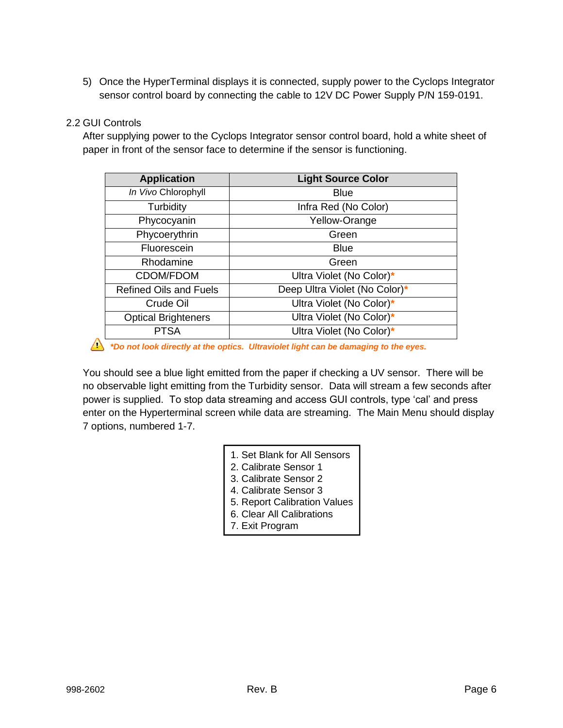5) Once the HyperTerminal displays it is connected, supply power to the Cyclops Integrator sensor control board by connecting the cable to 12V DC Power Supply P/N 159-0191.

## 2.2 GUI Controls

After supplying power to the Cyclops Integrator sensor control board, hold a white sheet of paper in front of the sensor face to determine if the sensor is functioning.

| Application | Light Source Color |
|---|---|
| *In Vivo* Chlorophyll | Blue |
| Turbidity | Infra Red (No Color) |
| Phycocyanin | Yellow-Orange |
| Phycoerythrin | Green |
| Fluorescein | Blue |
| Rhodamine | Green |
| CDOM/FDOM | Ultra Violet (No Color)* |
| Refined Oils and Fuels | Deep Ultra Violet (No Color)* |
| Crude Oil | Ultra Violet (No Color)* |
| Optical Brighteners | Ultra Violet (No Color)* |
| PTSA | Ultra Violet (No Color)* |

***Do not look directly at the optics. Ultraviolet light can be damaging to the eyes.***

You should see a blue light emitted from the paper if checking a UV sensor. There will be no observable light emitting from the Turbidity sensor. Data will stream a few seconds after power is supplied. To stop data streaming and access GUI controls, type 'cal' and press enter on the Hyperterminal screen while data are streaming. The Main Menu should display 7 options, numbered 1-7.

```
1. Set Blank for All Sensors
2. Calibrate Sensor 1
3. Calibrate Sensor 2
4. Calibrate Sensor 3
5. Report Calibration Values
6. Clear All Calibrations
7. Exit Program
```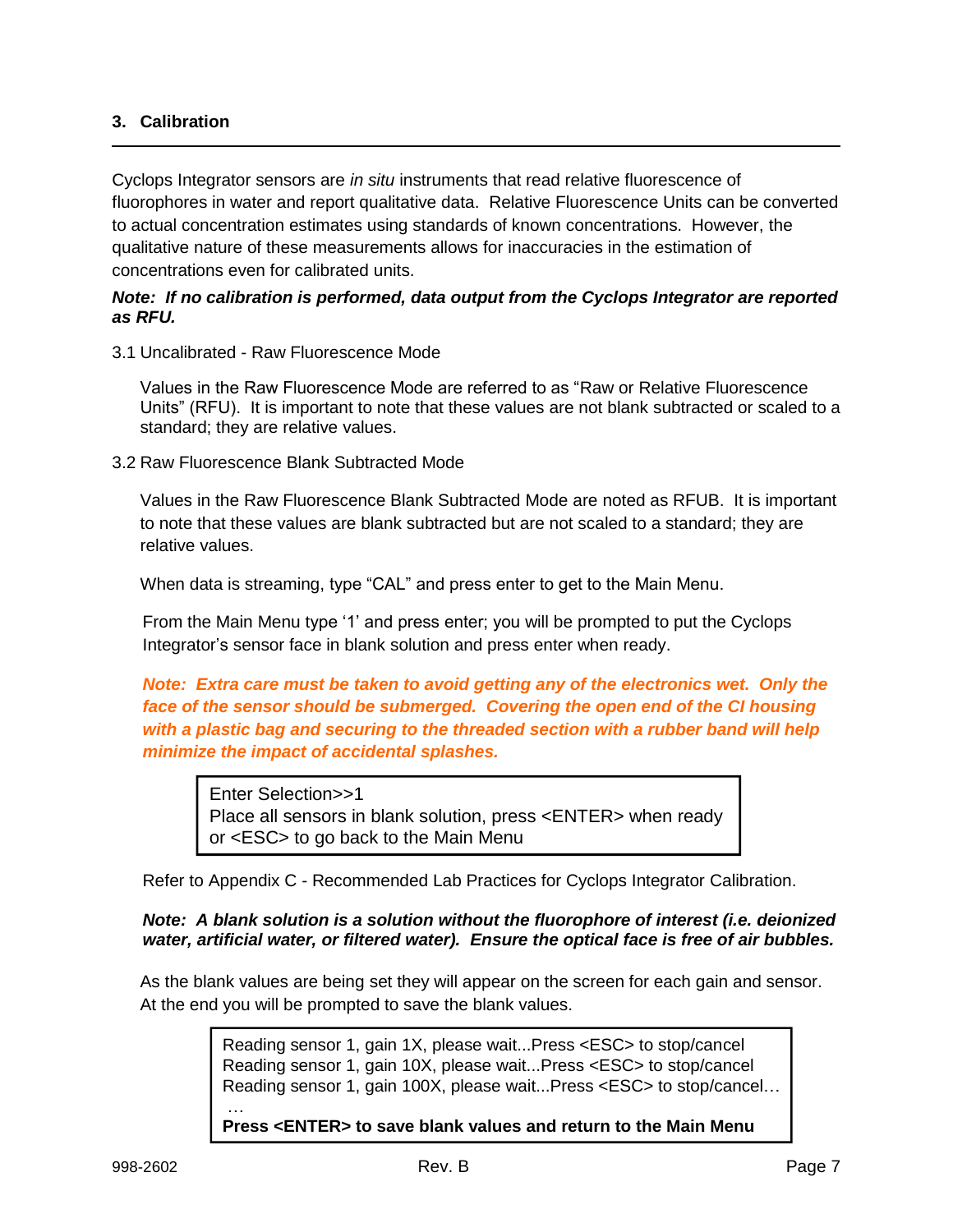## 3. Calibration

Cyclops Integrator sensors are *in situ* instruments that read relative fluorescence of fluorophores in water and report qualitative data. Relative Fluorescence Units can be converted to actual concentration estimates using standards of known concentrations. However, the qualitative nature of these measurements allows for inaccuracies in the estimation of concentrations even for calibrated units.

***Note: If no calibration is performed, data output from the Cyclops Integrator are reported as RFU.***

### 3.1 Uncalibrated - Raw Fluorescence Mode

Values in the Raw Fluorescence Mode are referred to as "Raw or Relative Fluorescence Units" (RFU). It is important to note that these values are not blank subtracted or scaled to a standard; they are relative values.

### 3.2 Raw Fluorescence Blank Subtracted Mode

Values in the Raw Fluorescence Blank Subtracted Mode are noted as RFUB. It is important to note that these values are blank subtracted but are not scaled to a standard; they are relative values.

When data is streaming, type "CAL" and press enter to get to the Main Menu.

From the Main Menu type '1' and press enter; you will be prompted to put the Cyclops Integrator's sensor face in blank solution and press enter when ready.

***Note: Extra care must be taken to avoid getting any of the electronics wet. Only the face of the sensor should be submerged. Covering the open end of the CI housing with a plastic bag and securing to the threaded section with a rubber band will help minimize the impact of accidental splashes.***

```
Enter Selection>>1
Place all sensors in blank solution, press <ENTER> when ready
or <ESC> to go back to the Main Menu
```

Refer to Appendix C - Recommended Lab Practices for Cyclops Integrator Calibration.

***Note: A blank solution is a solution without the fluorophore of interest (i.e. deionized water, artificial water, or filtered water). Ensure the optical face is free of air bubbles.***

As the blank values are being set they will appear on the screen for each gain and sensor. At the end you will be prompted to save the blank values.

```
Reading sensor 1, gain 1X, please wait...Press <ESC> to stop/cancel
Reading sensor 1, gain 10X, please wait...Press <ESC> to stop/cancel
Reading sensor 1, gain 100X, please wait...Press <ESC> to stop/cancel…
 …
Press <ENTER> to save blank values and return to the Main Menu
```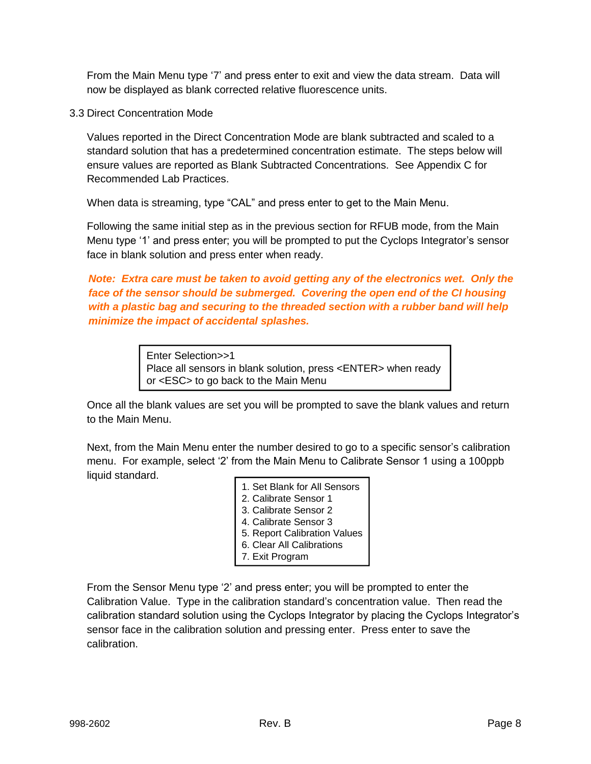From the Main Menu type '7' and press enter to exit and view the data stream. Data will now be displayed as blank corrected relative fluorescence units.

## 3.3 Direct Concentration Mode

Values reported in the Direct Concentration Mode are blank subtracted and scaled to a standard solution that has a predetermined concentration estimate. The steps below will ensure values are reported as Blank Subtracted Concentrations. See Appendix C for Recommended Lab Practices.

When data is streaming, type "CAL" and press enter to get to the Main Menu.

Following the same initial step as in the previous section for RFUB mode, from the Main Menu type '1' and press enter; you will be prompted to put the Cyclops Integrator's sensor face in blank solution and press enter when ready.

***Note: Extra care must be taken to avoid getting any of the electronics wet. Only the face of the sensor should be submerged. Covering the open end of the CI housing with a plastic bag and securing to the threaded section with a rubber band will help minimize the impact of accidental splashes.***

```
Enter Selection>>1
Place all sensors in blank solution, press <ENTER> when ready
or <ESC> to go back to the Main Menu
```

Once all the blank values are set you will be prompted to save the blank values and return to the Main Menu.

Next, from the Main Menu enter the number desired to go to a specific sensor's calibration menu. For example, select '2' from the Main Menu to Calibrate Sensor 1 using a 100ppb liquid standard.

```
1. Set Blank for All Sensors
2. Calibrate Sensor 1
3. Calibrate Sensor 2
4. Calibrate Sensor 3
5. Report Calibration Values
6. Clear All Calibrations
7. Exit Program
```

From the Sensor Menu type '2' and press enter; you will be prompted to enter the Calibration Value. Type in the calibration standard's concentration value. Then read the calibration standard solution using the Cyclops Integrator by placing the Cyclops Integrator's sensor face in the calibration solution and pressing enter. Press enter to save the calibration.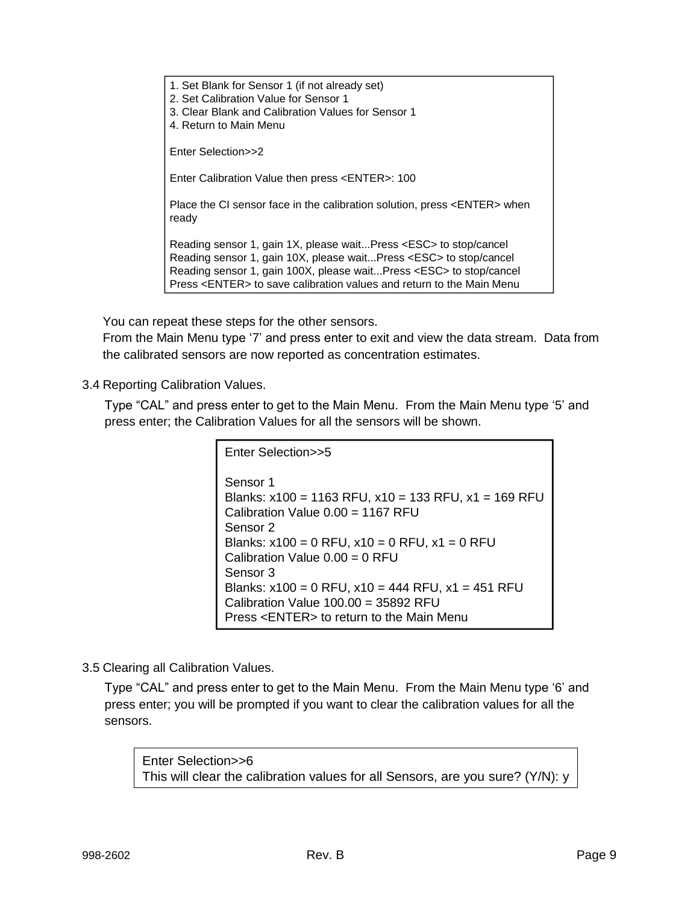```
1. Set Blank for Sensor 1 (if not already set)
2. Set Calibration Value for Sensor 1
3. Clear Blank and Calibration Values for Sensor 1
4. Return to Main Menu

Enter Selection>>2

Enter Calibration Value then press <ENTER>: 100

Place the CI sensor face in the calibration solution, press <ENTER> when
ready

Reading sensor 1, gain 1X, please wait...Press <ESC> to stop/cancel
Reading sensor 1, gain 10X, please wait...Press <ESC> to stop/cancel
Reading sensor 1, gain 100X, please wait...Press <ESC> to stop/cancel
Press <ENTER> to save calibration values and return to the Main Menu
```

You can repeat these steps for the other sensors.
From the Main Menu type '7' and press enter to exit and view the data stream. Data from the calibrated sensors are now reported as concentration estimates.

## 3.4 Reporting Calibration Values.

Type "CAL" and press enter to get to the Main Menu. From the Main Menu type '5' and press enter; the Calibration Values for all the sensors will be shown.

```
Enter Selection>>5

Sensor 1
Blanks: x100 = 1163 RFU, x10 = 133 RFU, x1 = 169 RFU
Calibration Value 0.00 = 1167 RFU
Sensor 2
Blanks: x100 = 0 RFU, x10 = 0 RFU, x1 = 0 RFU
Calibration Value 0.00 = 0 RFU
Sensor 3
Blanks: x100 = 0 RFU, x10 = 444 RFU, x1 = 451 RFU
Calibration Value 100.00 = 35892 RFU
Press <ENTER> to return to the Main Menu
```

## 3.5 Clearing all Calibration Values.

Type "CAL" and press enter to get to the Main Menu. From the Main Menu type '6' and press enter; you will be prompted if you want to clear the calibration values for all the sensors.

```
Enter Selection>>6
This will clear the calibration values for all Sensors, are you sure? (Y/N): y
```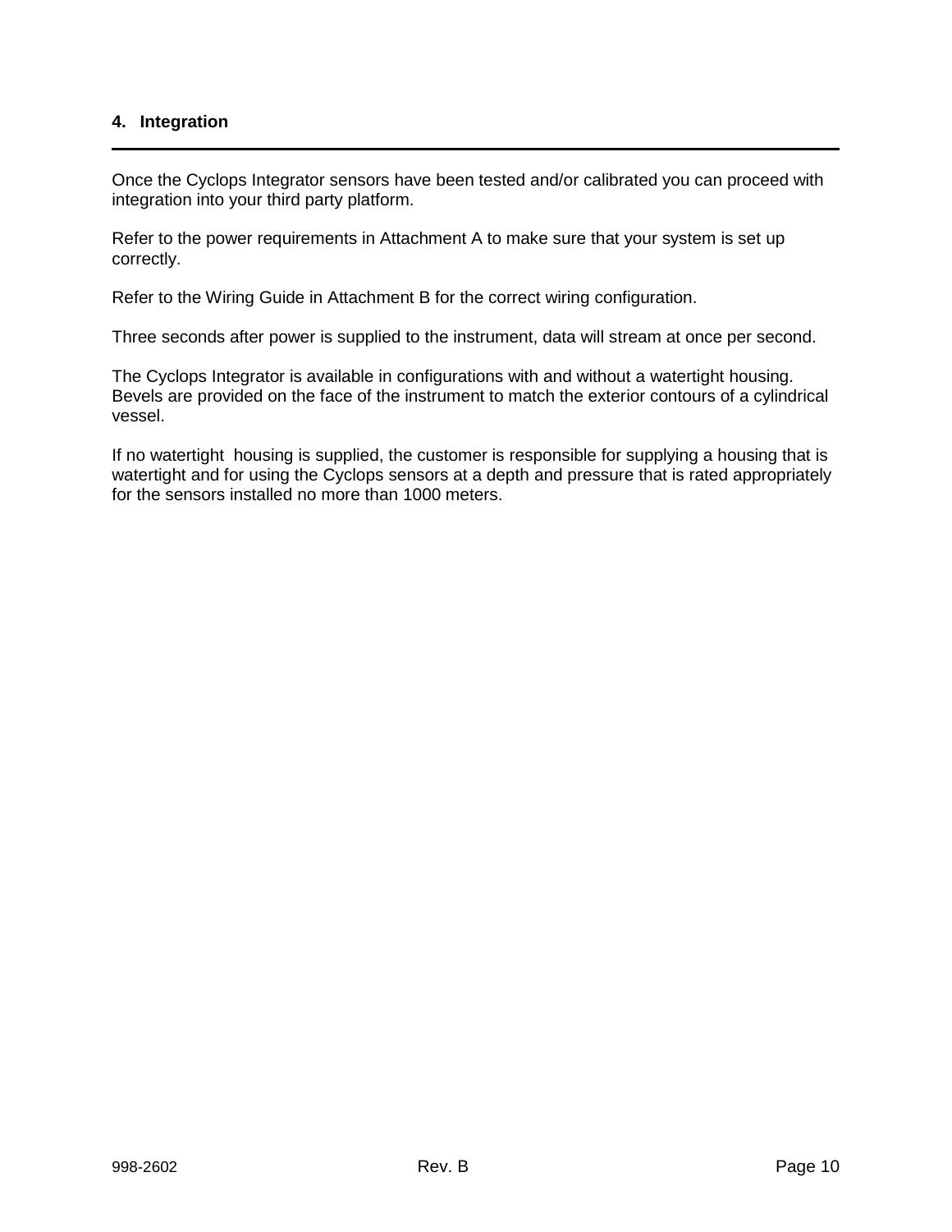## 4. Integration

Once the Cyclops Integrator sensors have been tested and/or calibrated you can proceed with integration into your third party platform.

Refer to the power requirements in Attachment A to make sure that your system is set up correctly.

Refer to the Wiring Guide in Attachment B for the correct wiring configuration.

Three seconds after power is supplied to the instrument, data will stream at once per second.

The Cyclops Integrator is available in configurations with and without a watertight housing. Bevels are provided on the face of the instrument to match the exterior contours of a cylindrical vessel.

If no watertight housing is supplied, the customer is responsible for supplying a housing that is watertight and for using the Cyclops sensors at a depth and pressure that is rated appropriately for the sensors installed no more than 1000 meters.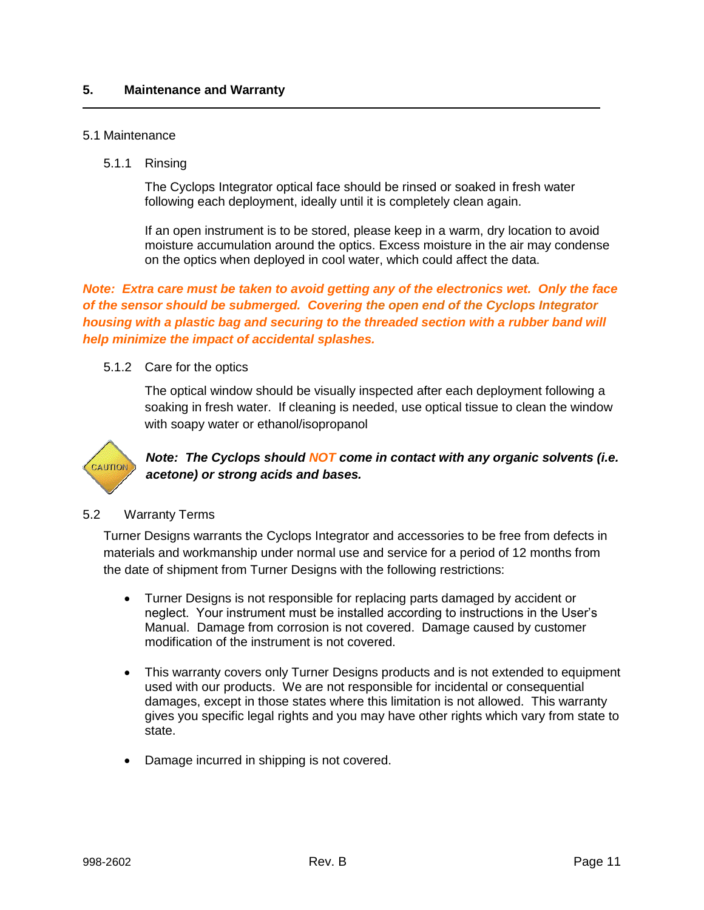## 5. Maintenance and Warranty

### 5.1 Maintenance

#### 5.1.1 Rinsing

The Cyclops Integrator optical face should be rinsed or soaked in fresh water following each deployment, ideally until it is completely clean again.

If an open instrument is to be stored, please keep in a warm, dry location to avoid moisture accumulation around the optics. Excess moisture in the air may condense on the optics when deployed in cool water, which could affect the data.

***Note: Extra care must be taken to avoid getting any of the electronics wet. Only the face of the sensor should be submerged. Covering the open end of the Cyclops Integrator housing with a plastic bag and securing to the threaded section with a rubber band will help minimize the impact of accidental splashes.***

#### 5.1.2 Care for the optics

The optical window should be visually inspected after each deployment following a soaking in fresh water. If cleaning is needed, use optical tissue to clean the window with soapy water or ethanol/isopropanol

CAUTION

***Note: The Cyclops should NOT come in contact with any organic solvents (i.e. acetone) or strong acids and bases.***

### 5.2 Warranty Terms

Turner Designs warrants the Cyclops Integrator and accessories to be free from defects in materials and workmanship under normal use and service for a period of 12 months from the date of shipment from Turner Designs with the following restrictions:

- Turner Designs is not responsible for replacing parts damaged by accident or neglect. Your instrument must be installed according to instructions in the User's Manual. Damage from corrosion is not covered. Damage caused by customer modification of the instrument is not covered.

- This warranty covers only Turner Designs products and is not extended to equipment used with our products. We are not responsible for incidental or consequential damages, except in those states where this limitation is not allowed. This warranty gives you specific legal rights and you may have other rights which vary from state to state.

- Damage incurred in shipping is not covered.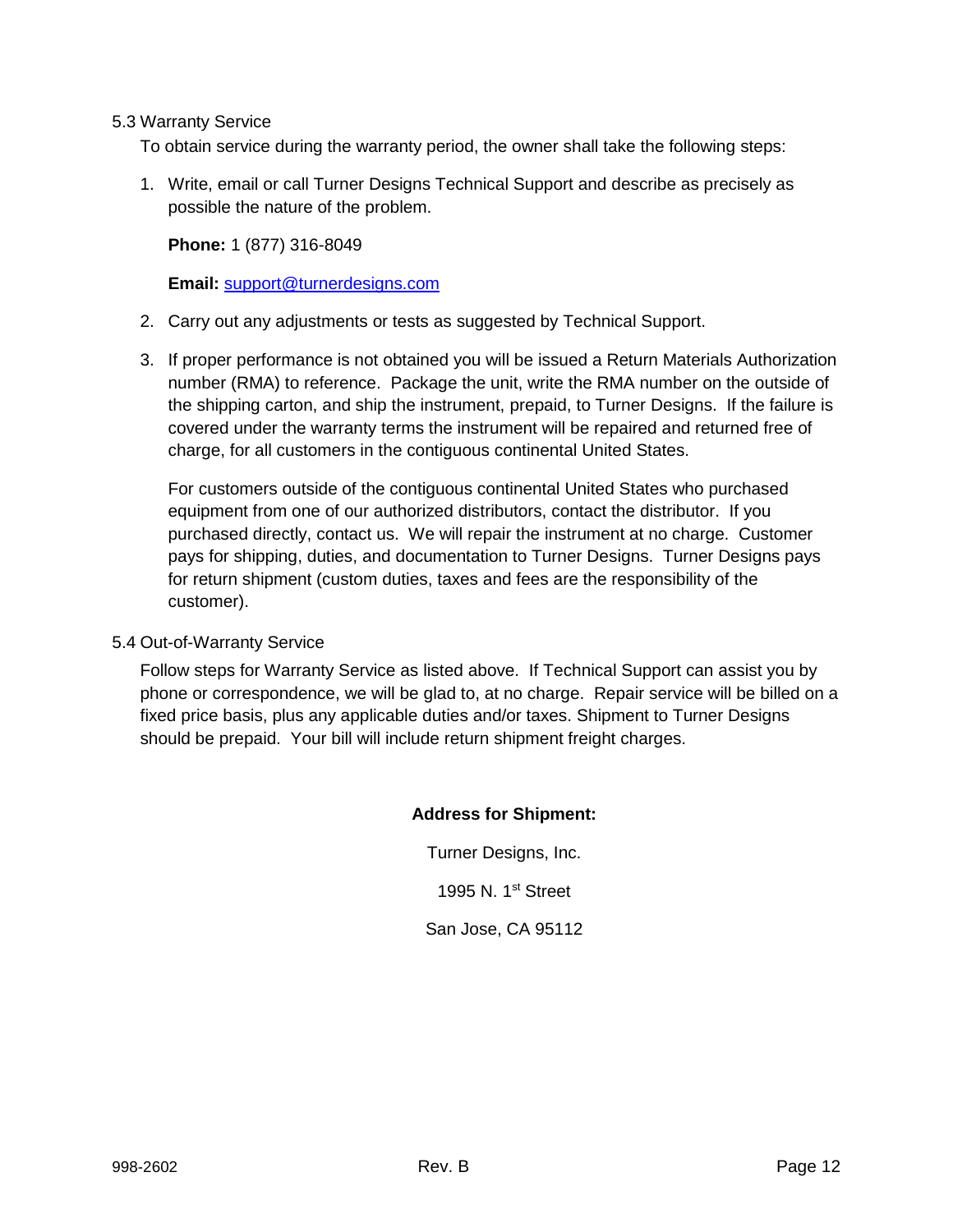## 5.3 Warranty Service

To obtain service during the warranty period, the owner shall take the following steps:

1. Write, email or call Turner Designs Technical Support and describe as precisely as possible the nature of the problem.

   **Phone:** 1 (877) 316-8049

   **Email:** support@turnerdesigns.com

2. Carry out any adjustments or tests as suggested by Technical Support.

3. If proper performance is not obtained you will be issued a Return Materials Authorization number (RMA) to reference. Package the unit, write the RMA number on the outside of the shipping carton, and ship the instrument, prepaid, to Turner Designs. If the failure is covered under the warranty terms the instrument will be repaired and returned free of charge, for all customers in the contiguous continental United States.

   For customers outside of the contiguous continental United States who purchased equipment from one of our authorized distributors, contact the distributor. If you purchased directly, contact us. We will repair the instrument at no charge. Customer pays for shipping, duties, and documentation to Turner Designs. Turner Designs pays for return shipment (custom duties, taxes and fees are the responsibility of the customer).

## 5.4 Out-of-Warranty Service

Follow steps for Warranty Service as listed above. If Technical Support can assist you by phone or correspondence, we will be glad to, at no charge. Repair service will be billed on a fixed price basis, plus any applicable duties and/or taxes. Shipment to Turner Designs should be prepaid. Your bill will include return shipment freight charges.

**Address for Shipment:**

Turner Designs, Inc.

1995 N. 1st Street

San Jose, CA 95112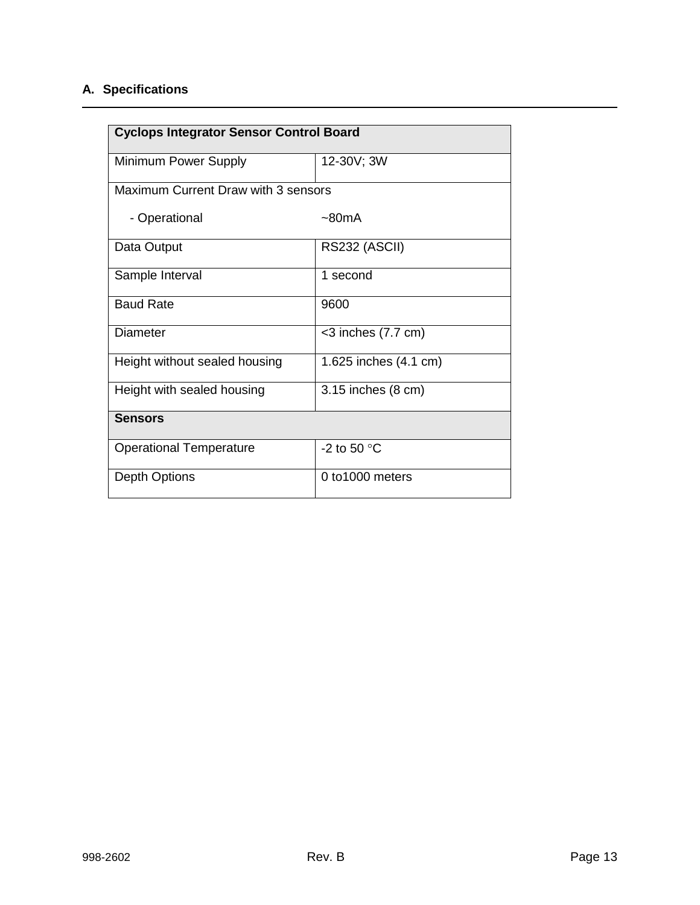## A. Specifications

| Cyclops Integrator Sensor Control Board | |
|---|---|
| Minimum Power Supply | 12-30V; 3W |
| Maximum Current Draw with 3 sensors | |
| - Operational | ~80mA |
| Data Output | RS232 (ASCII) |
| Sample Interval | 1 second |
| Baud Rate | 9600 |
| Diameter | <3 inches (7.7 cm) |
| Height without sealed housing | 1.625 inches (4.1 cm) |
| Height with sealed housing | 3.15 inches (8 cm) |
| **Sensors** | |
| Operational Temperature | -2 to 50 °C |
| Depth Options | 0 to1000 meters |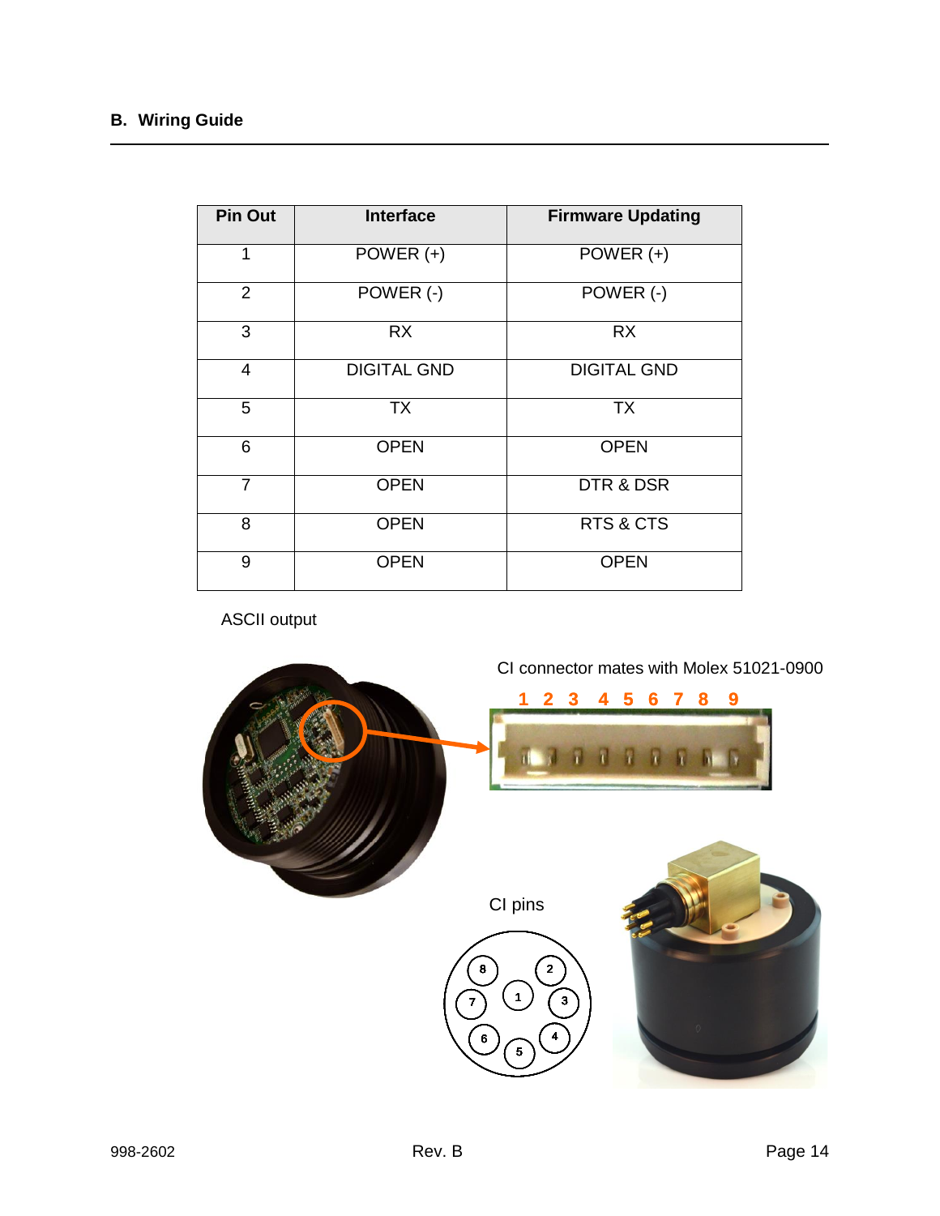## B. Wiring Guide

| Pin Out | Interface | Firmware Updating |
|---|---|---|
| 1 | POWER (+) | POWER (+) |
| 2 | POWER (-) | POWER (-) |
| 3 | RX | RX |
| 4 | DIGITAL GND | DIGITAL GND |
| 5 | TX | TX |
| 6 | OPEN | OPEN |
| 7 | OPEN | DTR & DSR |
| 8 | OPEN | RTS & CTS |
| 9 | OPEN | OPEN |

ASCII output

CI connector mates with Molex 51021-0900

1 2 3 4 5 6 7 8 9

CI pins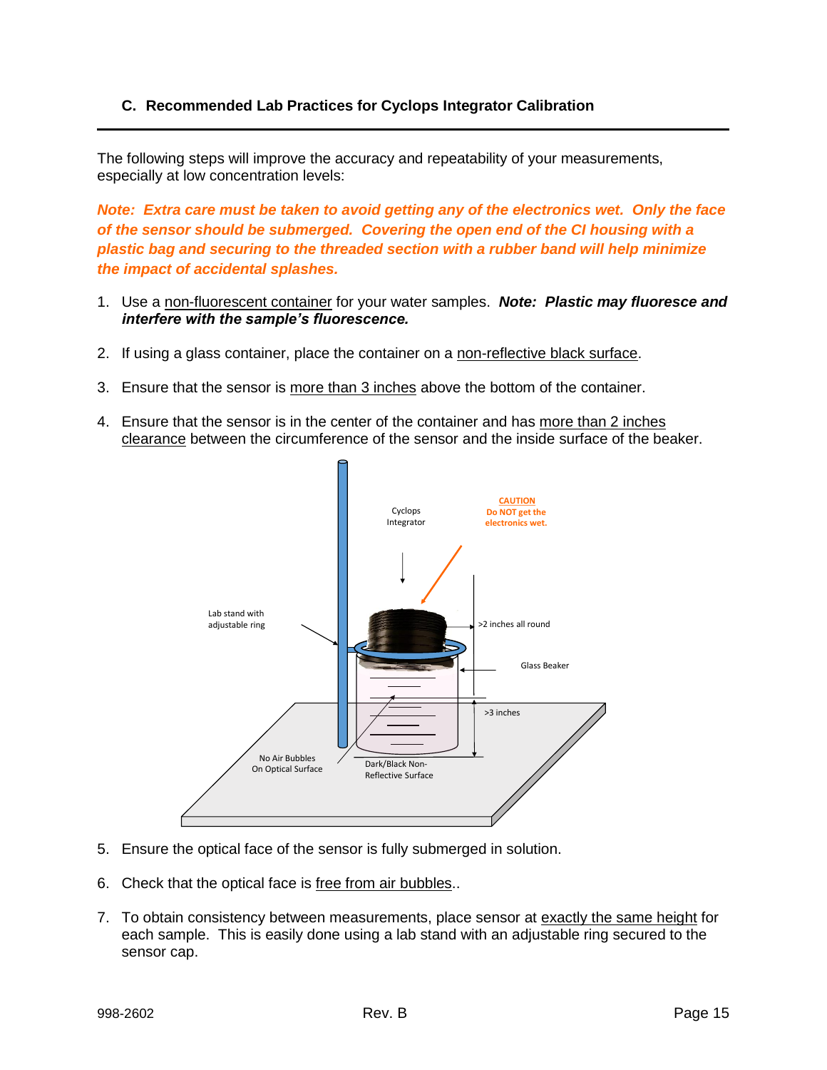## C. Recommended Lab Practices for Cyclops Integrator Calibration

The following steps will improve the accuracy and repeatability of your measurements, especially at low concentration levels:

***Note: Extra care must be taken to avoid getting any of the electronics wet. Only the face of the sensor should be submerged. Covering the open end of the CI housing with a plastic bag and securing to the threaded section with a rubber band will help minimize the impact of accidental splashes.***

1. Use a non-fluorescent container for your water samples. ***Note: Plastic may fluoresce and interfere with the sample's fluorescence.***
2. If using a glass container, place the container on a non-reflective black surface.
3. Ensure that the sensor is more than 3 inches above the bottom of the container.
4. Ensure that the sensor is in the center of the container and has more than 2 inches clearance between the circumference of the sensor and the inside surface of the beaker.

Cyclops Integrator

**CAUTION**
**Do NOT get the electronics wet.**

Lab stand with adjustable ring

>2 inches all round

Glass Beaker

>3 inches

No Air Bubbles On Optical Surface

Dark/Black Non-Reflective Surface

5. Ensure the optical face of the sensor is fully submerged in solution.
6. Check that the optical face is free from air bubbles..
7. To obtain consistency between measurements, place sensor at exactly the same height for each sample. This is easily done using a lab stand with an adjustable ring secured to the sensor cap.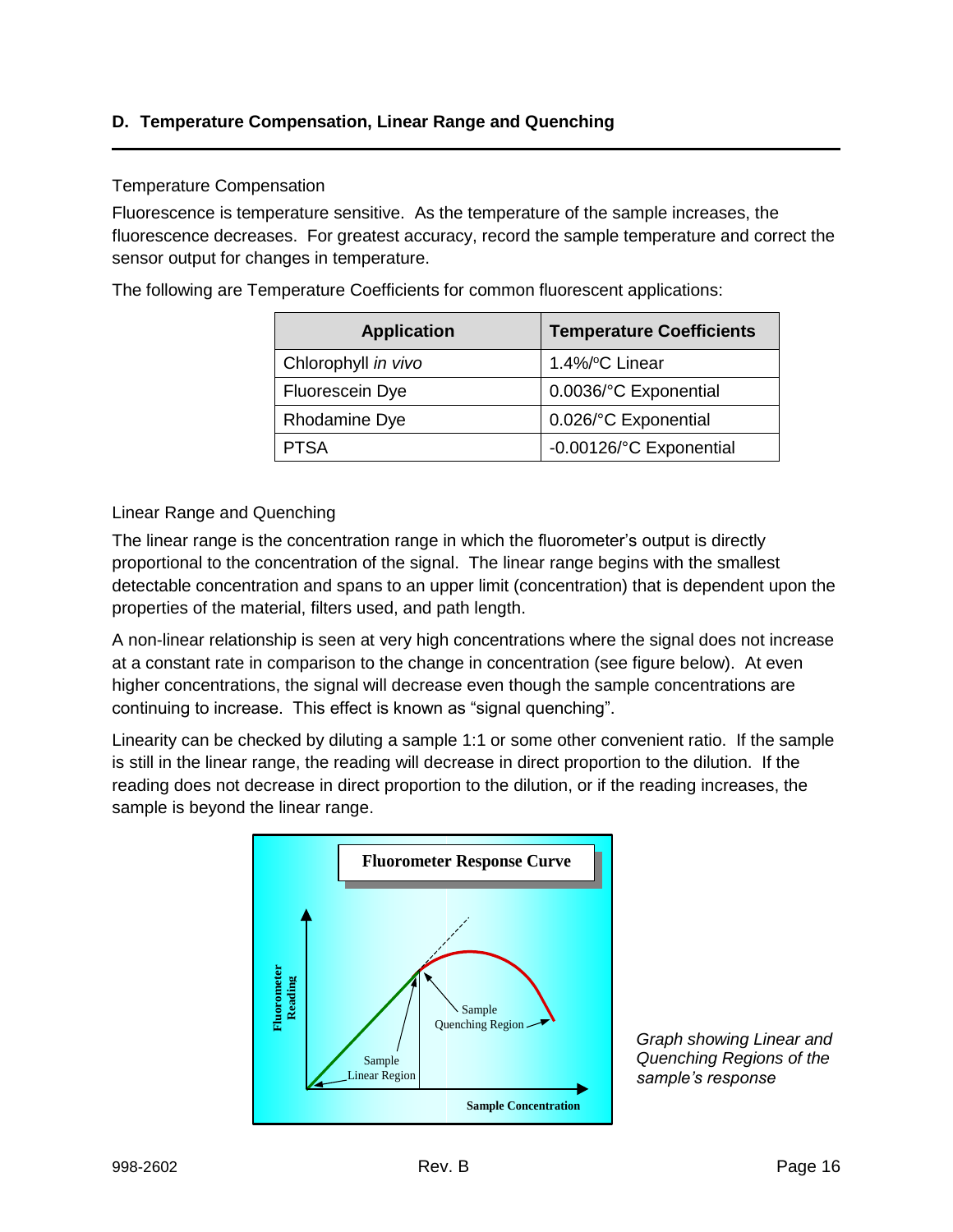## D. Temperature Compensation, Linear Range and Quenching

### Temperature Compensation

Fluorescence is temperature sensitive. As the temperature of the sample increases, the fluorescence decreases. For greatest accuracy, record the sample temperature and correct the sensor output for changes in temperature.

The following are Temperature Coefficients for common fluorescent applications:

| Application | Temperature Coefficients |
|---|---|
| Chlorophyll *in vivo* | 1.4%/ºC Linear |
| Fluorescein Dye | 0.0036/°C Exponential |
| Rhodamine Dye | 0.026/°C Exponential |
| PTSA | -0.00126/°C Exponential |

### Linear Range and Quenching

The linear range is the concentration range in which the fluorometer's output is directly proportional to the concentration of the signal. The linear range begins with the smallest detectable concentration and spans to an upper limit (concentration) that is dependent upon the properties of the material, filters used, and path length.

A non-linear relationship is seen at very high concentrations where the signal does not increase at a constant rate in comparison to the change in concentration (see figure below). At even higher concentrations, the signal will decrease even though the sample concentrations are continuing to increase. This effect is known as "signal quenching".

Linearity can be checked by diluting a sample 1:1 or some other convenient ratio. If the sample is still in the linear range, the reading will decrease in direct proportion to the dilution. If the reading does not decrease in direct proportion to the dilution, or if the reading increases, the sample is beyond the linear range.

Fluorometer Response Curve

Fluorometer Reading

Sample Linear Region

Sample Quenching Region

Sample Concentration

*Graph showing Linear and Quenching Regions of the sample's response*